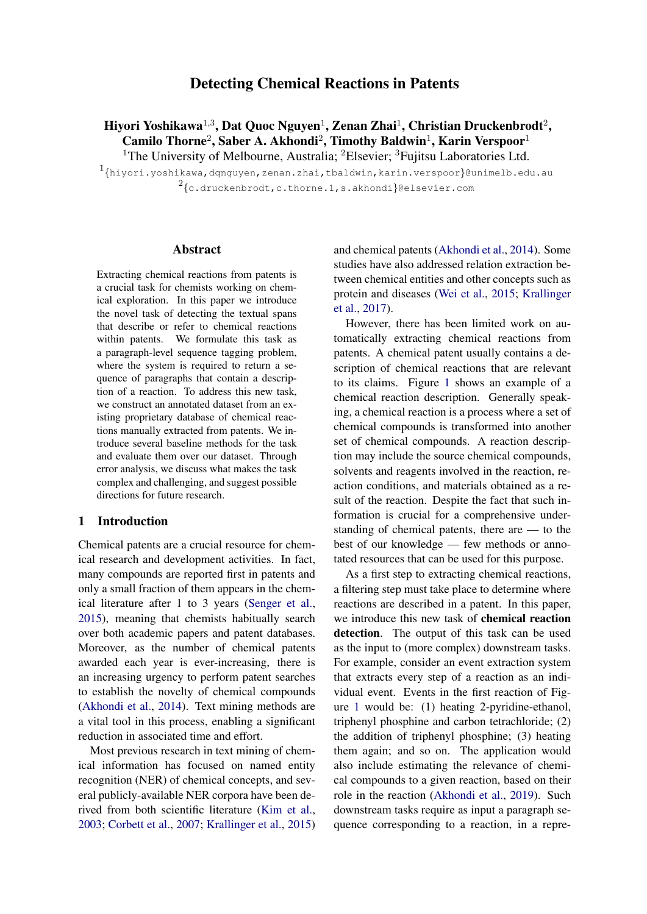# Detecting Chemical Reactions in Patents

**Hiyori Yoshikawa**[1,3], **Dat Quoc Nguyen**[1], **Zenan Zhai**[1], **Christian Druckenbrodt**[2], **Camilo Thorne**[2], **Saber A. Akhondi**[2], **Timothy Baldwin**[1], **Karin Verspoor**[1]

[1]The University of Melbourne, Australia; [2]Elsevier; [3]Fujitsu Laboratories Ltd.

[1]{hiyori.yoshikawa,dqnguyen,zenan.zhai,tbaldwin,karin.verspoor}@unimelb.edu.au

[2]{c.druckenbrodt,c.thorne.1,s.akhondi}@elsevier.com

## Abstract

Extracting chemical reactions from patents is a crucial task for chemists working on chemical exploration. In this paper we introduce the novel task of detecting the textual spans that describe or refer to chemical reactions within patents. We formulate this task as a paragraph-level sequence tagging problem, where the system is required to return a sequence of paragraphs that contain a description of a reaction. To address this new task, we construct an annotated dataset from an existing proprietary database of chemical reactions manually extracted from patents. We introduce several baseline methods for the task and evaluate them over our dataset. Through error analysis, we discuss what makes the task complex and challenging, and suggest possible directions for future research.

## 1 Introduction

Chemical patents are a crucial resource for chemical research and development activities. In fact, many compounds are reported first in patents and only a small fraction of them appears in the chemical literature after 1 to 3 years (Senger et al., 2015), meaning that chemists habitually search over both academic papers and patent databases. Moreover, as the number of chemical patents awarded each year is ever-increasing, there is an increasing urgency to perform patent searches to establish the novelty of chemical compounds (Akhondi et al., 2014). Text mining methods are a vital tool in this process, enabling a significant reduction in associated time and effort.

Most previous research in text mining of chemical information has focused on named entity recognition (NER) of chemical concepts, and several publicly-available NER corpora have been derived from both scientific literature (Kim et al., 2003; Corbett et al., 2007; Krallinger et al., 2015) and chemical patents (Akhondi et al., 2014). Some studies have also addressed relation extraction between chemical entities and other concepts such as protein and diseases (Wei et al., 2015; Krallinger et al., 2017).

However, there has been limited work on automatically extracting chemical reactions from patents. A chemical patent usually contains a description of chemical reactions that are relevant to its claims. Figure 1 shows an example of a chemical reaction description. Generally speaking, a chemical reaction is a process where a set of chemical compounds is transformed into another set of chemical compounds. A reaction description may include the source chemical compounds, solvents and reagents involved in the reaction, reaction conditions, and materials obtained as a result of the reaction. Despite the fact that such information is crucial for a comprehensive understanding of chemical patents, there are — to the best of our knowledge — few methods or annotated resources that can be used for this purpose.

As a first step to extracting chemical reactions, a filtering step must take place to determine where reactions are described in a patent. In this paper, we introduce this new task of **chemical reaction detection**. The output of this task can be used as the input to (more complex) downstream tasks. For example, consider an event extraction system that extracts every step of a reaction as an individual event. Events in the first reaction of Figure 1 would be: (1) heating 2-pyridine-ethanol, triphenyl phosphine and carbon tetrachloride; (2) the addition of triphenyl phosphine; (3) heating them again; and so on. The application would also include estimating the relevance of chemical compounds to a given reaction, based on their role in the reaction (Akhondi et al., 2019). Such downstream tasks require as input a paragraph sequence corresponding to a reaction, in a repre-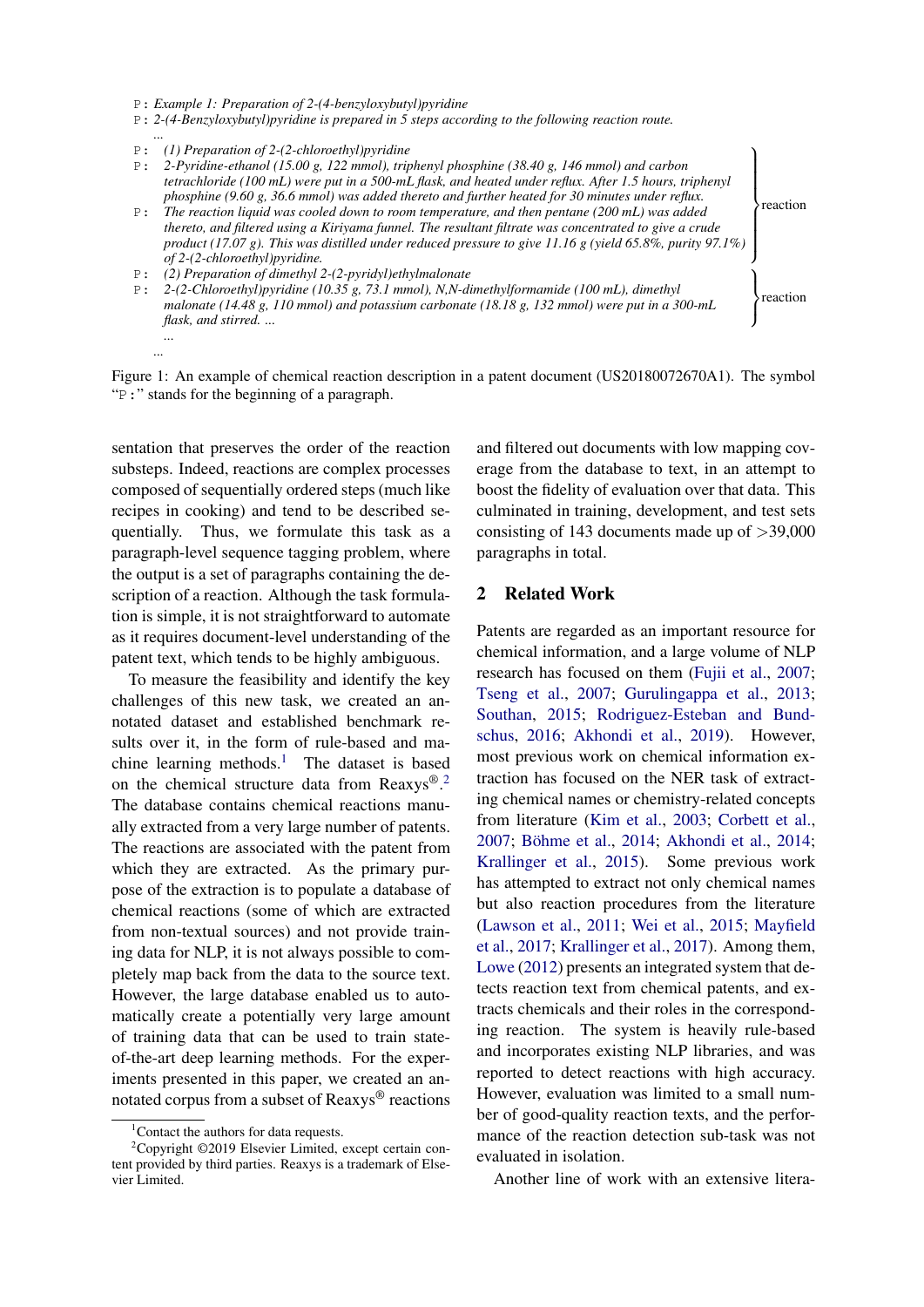P: *Example 1: Preparation of 2-(4-benzyloxybutyl)pyridine*
P: *2-(4-Benzyloxybutyl)pyridine is prepared in 5 steps according to the following reaction route.*
...
P: *(1) Preparation of 2-(2-chloroethyl)pyridine*
P: *2-Pyridine-ethanol (15.00 g, 122 mmol), triphenyl phosphine (38.40 g, 146 mmol) and carbon tetrachloride (100 mL) were put in a 500-mL flask, and heated under reflux. After 1.5 hours, triphenyl phosphine (9.60 g, 36.6 mmol) was added thereto and further heated for 30 minutes under reflux.*
P: *The reaction liquid was cooled down to room temperature, and then pentane (200 mL) was added thereto, and filtered using a Kiriyama funnel. The resultant filtrate was concentrated to give a crude product (17.07 g). This was distilled under reduced pressure to give 11.16 g (yield 65.8%, purity 97.1%) of 2-(2-chloroethyl)pyridine.*
} reaction
P: *(2) Preparation of dimethyl 2-(2-pyridyl)ethylmalonate*
P: *2-(2-Chloroethyl)pyridine (10.35 g, 73.1 mmol), N,N-dimethylformamide (100 mL), dimethyl malonate (14.48 g, 110 mmol) and potassium carbonate (18.18 g, 132 mmol) were put in a 300-mL flask, and stirred. ...*
...
} reaction
...

Figure 1: An example of chemical reaction description in a patent document (US20180072670A1). The symbol "P:" stands for the beginning of a paragraph.

sentation that preserves the order of the reaction substeps. Indeed, reactions are complex processes composed of sequentially ordered steps (much like recipes in cooking) and tend to be described sequentially. Thus, we formulate this task as a paragraph-level sequence tagging problem, where the output is a set of paragraphs containing the description of a reaction. Although the task formulation is simple, it is not straightforward to automate as it requires document-level understanding of the patent text, which tends to be highly ambiguous.

To measure the feasibility and identify the key challenges of this new task, we created an annotated dataset and established benchmark results over it, in the form of rule-based and machine learning methods.[1] The dataset is based on the chemical structure data from Reaxys®.[2] The database contains chemical reactions manually extracted from a very large number of patents. The reactions are associated with the patent from which they are extracted. As the primary purpose of the extraction is to populate a database of chemical reactions (some of which are extracted from non-textual sources) and not provide training data for NLP, it is not always possible to completely map back from the data to the source text. However, the large database enabled us to automatically create a potentially very large amount of training data that can be used to train state-of-the-art deep learning methods. For the experiments presented in this paper, we created an annotated corpus from a subset of Reaxys® reactions and filtered out documents with low mapping coverage from the database to text, in an attempt to boost the fidelity of evaluation over that data. This culminated in training, development, and test sets consisting of 143 documents made up of >39,000 paragraphs in total.

[1] Contact the authors for data requests.

[2] Copyright ©2019 Elsevier Limited, except certain content provided by third parties. Reaxys is a trademark of Elsevier Limited.

## 2 Related Work

Patents are regarded as an important resource for chemical information, and a large volume of NLP research has focused on them (Fujii et al., 2007; Tseng et al., 2007; Gurulingappa et al., 2013; Southan, 2015; Rodriguez-Esteban and Bundschus, 2016; Akhondi et al., 2019). However, most previous work on chemical information extraction has focused on the NER task of extracting chemical names or chemistry-related concepts from literature (Kim et al., 2003; Corbett et al., 2007; Böhme et al., 2014; Akhondi et al., 2014; Krallinger et al., 2015). Some previous work has attempted to extract not only chemical names but also reaction procedures from the literature (Lawson et al., 2011; Wei et al., 2015; Mayfield et al., 2017; Krallinger et al., 2017). Among them, Lowe (2012) presents an integrated system that detects reaction text from chemical patents, and extracts chemicals and their roles in the corresponding reaction. The system is heavily rule-based and incorporates existing NLP libraries, and was reported to detect reactions with high accuracy. However, evaluation was limited to a small number of good-quality reaction texts, and the performance of the reaction detection sub-task was not evaluated in isolation.

Another line of work with an extensive litera-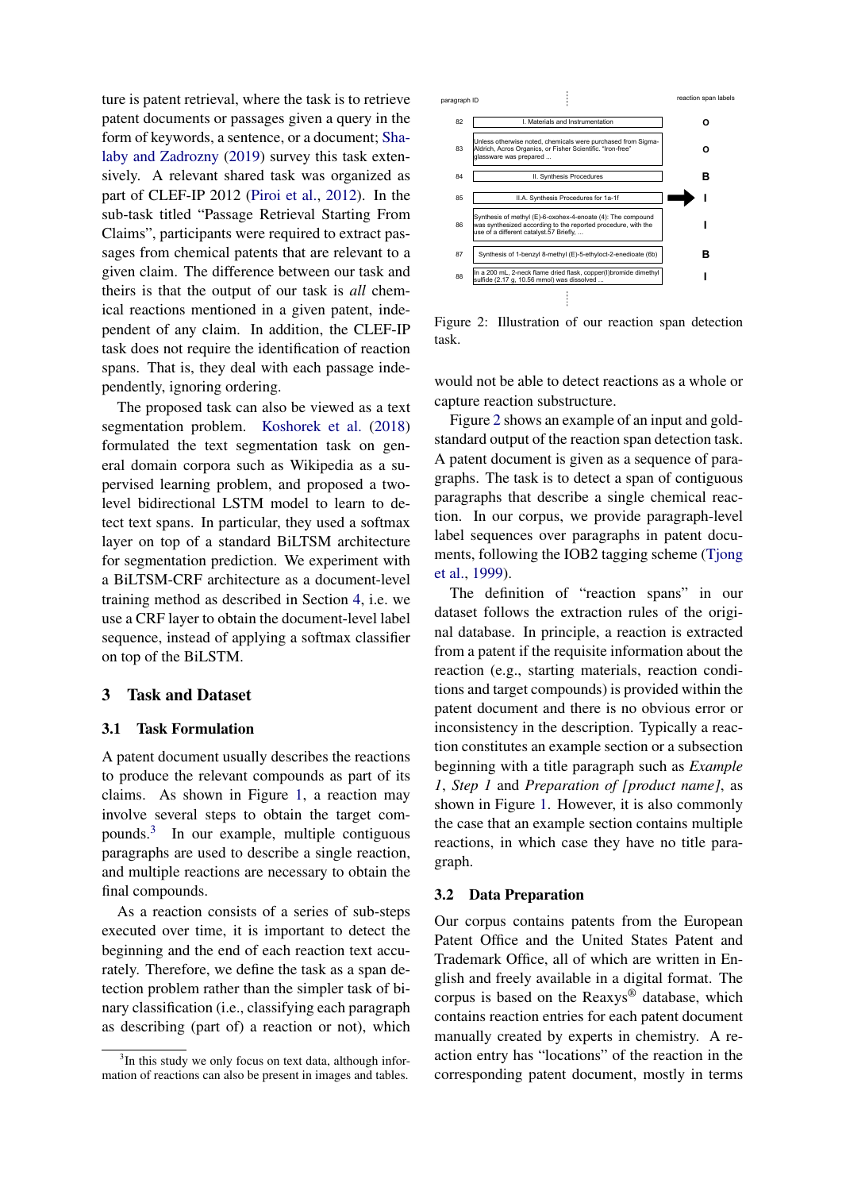ture is patent retrieval, where the task is to retrieve patent documents or passages given a query in the form of keywords, a sentence, or a document; Shalaby and Zadrozny (2019) survey this task extensively. A relevant shared task was organized as part of CLEF-IP 2012 (Piroi et al., 2012). In the sub-task titled "Passage Retrieval Starting From Claims", participants were required to extract passages from chemical patents that are relevant to a given claim. The difference between our task and theirs is that the output of our task is *all* chemical reactions mentioned in a given patent, independent of any claim. In addition, the CLEF-IP task does not require the identification of reaction spans. That is, they deal with each passage independently, ignoring ordering.

The proposed task can also be viewed as a text segmentation problem. Koshorek et al. (2018) formulated the text segmentation task on general domain corpora such as Wikipedia as a supervised learning problem, and proposed a two-level bidirectional LSTM model to learn to detect text spans. In particular, they used a softmax layer on top of a standard BiLTSM architecture for segmentation prediction. We experiment with a BiLTSM-CRF architecture as a document-level training method as described in Section 4, i.e. we use a CRF layer to obtain the document-level label sequence, instead of applying a softmax classifier on top of the BiLSTM.

## 3 Task and Dataset

### 3.1 Task Formulation

A patent document usually describes the reactions to produce the relevant compounds as part of its claims. As shown in Figure 1, a reaction may involve several steps to obtain the target compounds.[3] In our example, multiple contiguous paragraphs are used to describe a single reaction, and multiple reactions are necessary to obtain the final compounds.

As a reaction consists of a series of sub-steps executed over time, it is important to detect the beginning and the end of each reaction text accurately. Therefore, we define the task as a span detection problem rather than the simpler task of binary classification (i.e., classifying each paragraph as describing (part of) a reaction or not), which would not be able to detect reactions as a whole or capture reaction substructure.

[3] In this study we only focus on text data, although information of reactions can also be present in images and tables.

| paragraph ID | | reaction span labels |
|---|---|---|
| 82 | I. Materials and Instrumentation | O |
| 83 | Unless otherwise noted, chemicals were purchased from Sigma-Aldrich, Acros Organics, or Fisher Scientific. "Iron-free" glassware was prepared ... | O |
| 84 | II. Synthesis Procedures | B |
| 85 | II.A. Synthesis Procedures for 1a-1f | I |
| 86 | Synthesis of methyl (E)-6-oxohex-4-enoate (4): The compound was synthesized according to the reported procedure, with the use of a different catalyst.57 Briefly, ... | I |
| 87 | Synthesis of 1-benzyl 8-methyl (E)-5-ethyloct-2-enedioate (6b) | B |
| 88 | In a 200 mL, 2-neck flame dried flask, copper(I)bromide dimethyl sulfide (2.17 g, 10.56 mmol) was dissolved ... | I |

Figure 2: Illustration of our reaction span detection task.

Figure 2 shows an example of an input and gold-standard output of the reaction span detection task. A patent document is given as a sequence of paragraphs. The task is to detect a span of contiguous paragraphs that describe a single chemical reaction. In our corpus, we provide paragraph-level label sequences over paragraphs in patent documents, following the IOB2 tagging scheme (Tjong et al., 1999).

The definition of "reaction spans" in our dataset follows the extraction rules of the original database. In principle, a reaction is extracted from a patent if the requisite information about the reaction (e.g., starting materials, reaction conditions and target compounds) is provided within the patent document and there is no obvious error or inconsistency in the description. Typically a reaction constitutes an example section or a subsection beginning with a title paragraph such as *Example 1*, *Step 1* and *Preparation of [product name]*, as shown in Figure 1. However, it is also commonly the case that an example section contains multiple reactions, in which case they have no title paragraph.

### 3.2 Data Preparation

Our corpus contains patents from the European Patent Office and the United States Patent and Trademark Office, all of which are written in English and freely available in a digital format. The corpus is based on the Reaxys® database, which contains reaction entries for each patent document manually created by experts in chemistry. A reaction entry has "locations" of the reaction in the corresponding patent document, mostly in terms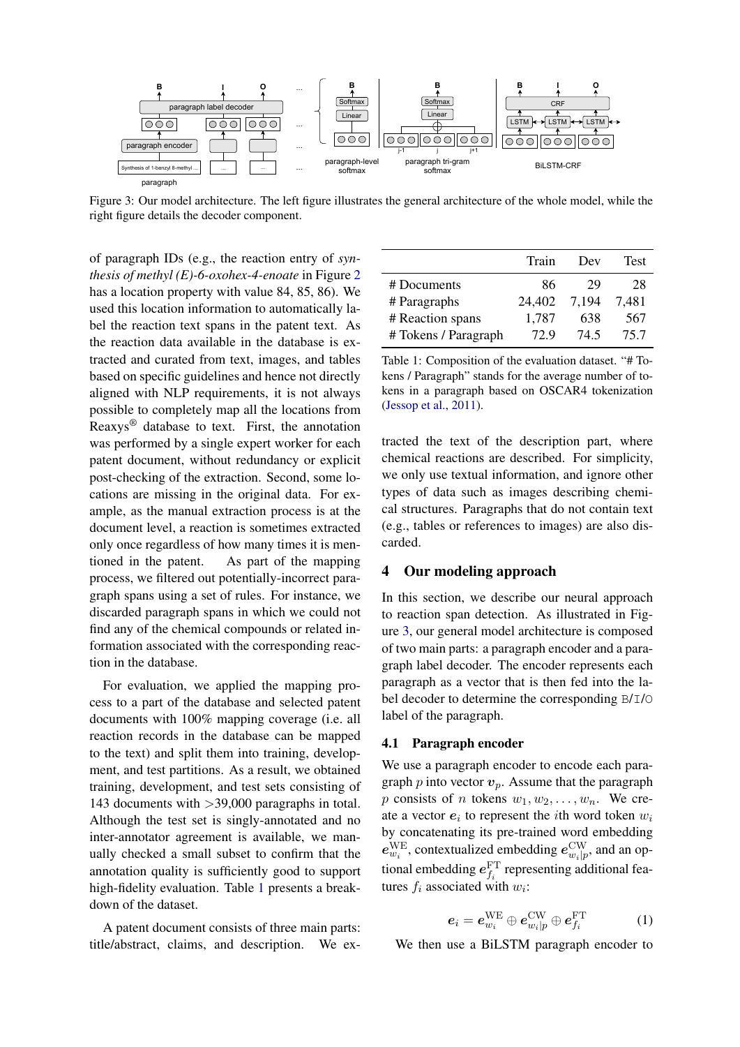Figure 3: Our model architecture. The left figure illustrates the general architecture of the whole model, while the right figure details the decoder component.

of paragraph IDs (e.g., the reaction entry of *synthesis of methyl (E)-6-oxohex-4-enoate* in Figure 2 has a location property with value 84, 85, 86). We used this location information to automatically label the reaction text spans in the patent text. As the reaction data available in the database is extracted and curated from text, images, and tables based on specific guidelines and hence not directly aligned with NLP requirements, it is not always possible to completely map all the locations from Reaxys® database to text. First, the annotation was performed by a single expert worker for each patent document, without redundancy or explicit post-checking of the extraction. Second, some locations are missing in the original data. For example, as the manual extraction process is at the document level, a reaction is sometimes extracted only once regardless of how many times it is mentioned in the patent. As part of the mapping process, we filtered out potentially-incorrect paragraph spans using a set of rules. For instance, we discarded paragraph spans in which we could not find any of the chemical compounds or related information associated with the corresponding reaction in the database.

For evaluation, we applied the mapping process to a part of the database and selected patent documents with 100% mapping coverage (i.e. all reaction records in the database can be mapped to the text) and split them into training, development, and test partitions. As a result, we obtained training, development, and test sets consisting of 143 documents with >39,000 paragraphs in total. Although the test set is singly-annotated and no inter-annotator agreement is available, we manually checked a small subset to confirm that the annotation quality is sufficiently good to support high-fidelity evaluation. Table 1 presents a breakdown of the dataset.

A patent document consists of three main parts: title/abstract, claims, and description. We extracted the text of the description part, where chemical reactions are described. For simplicity, we only use textual information, and ignore other types of data such as images describing chemical structures. Paragraphs that do not contain text (e.g., tables or references to images) are also discarded.

| | Train | Dev | Test |
|---|---|---|---|
| # Documents | 86 | 29 | 28 |
| # Paragraphs | 24,402 | 7,194 | 7,481 |
| # Reaction spans | 1,787 | 638 | 567 |
| # Tokens / Paragraph | 72.9 | 74.5 | 75.7 |

Table 1: Composition of the evaluation dataset. "# Tokens / Paragraph" stands for the average number of tokens in a paragraph based on OSCAR4 tokenization (Jessop et al., 2011).

## 4 Our modeling approach

In this section, we describe our neural approach to reaction span detection. As illustrated in Figure 3, our general model architecture is composed of two main parts: a paragraph encoder and a paragraph label decoder. The encoder represents each paragraph as a vector that is then fed into the label decoder to determine the corresponding B/I/O label of the paragraph.

### 4.1 Paragraph encoder

We use a paragraph encoder to encode each paragraph $p$ into vector $\boldsymbol{v}_p$. Assume that the paragraph $p$ consists of $n$ tokens $w_1, w_2, \ldots, w_n$. We create a vector $\boldsymbol{e}_i$ to represent the $i$th word token $w_i$ by concatenating its pre-trained word embedding $\boldsymbol{e}^{\mathrm{WE}}_{w_i}$, contextualized embedding $\boldsymbol{e}^{\mathrm{CW}}_{w_i|p}$, and an optional embedding $\boldsymbol{e}^{\mathrm{FT}}_{f_i}$ representing additional features $f_i$ associated with $w_i$:

$$\boldsymbol{e}_i = \boldsymbol{e}^{\mathrm{WE}}_{w_i} \oplus \boldsymbol{e}^{\mathrm{CW}}_{w_i|p} \oplus \boldsymbol{e}^{\mathrm{FT}}_{f_i} \quad (1)$$

We then use a BiLSTM paragraph encoder to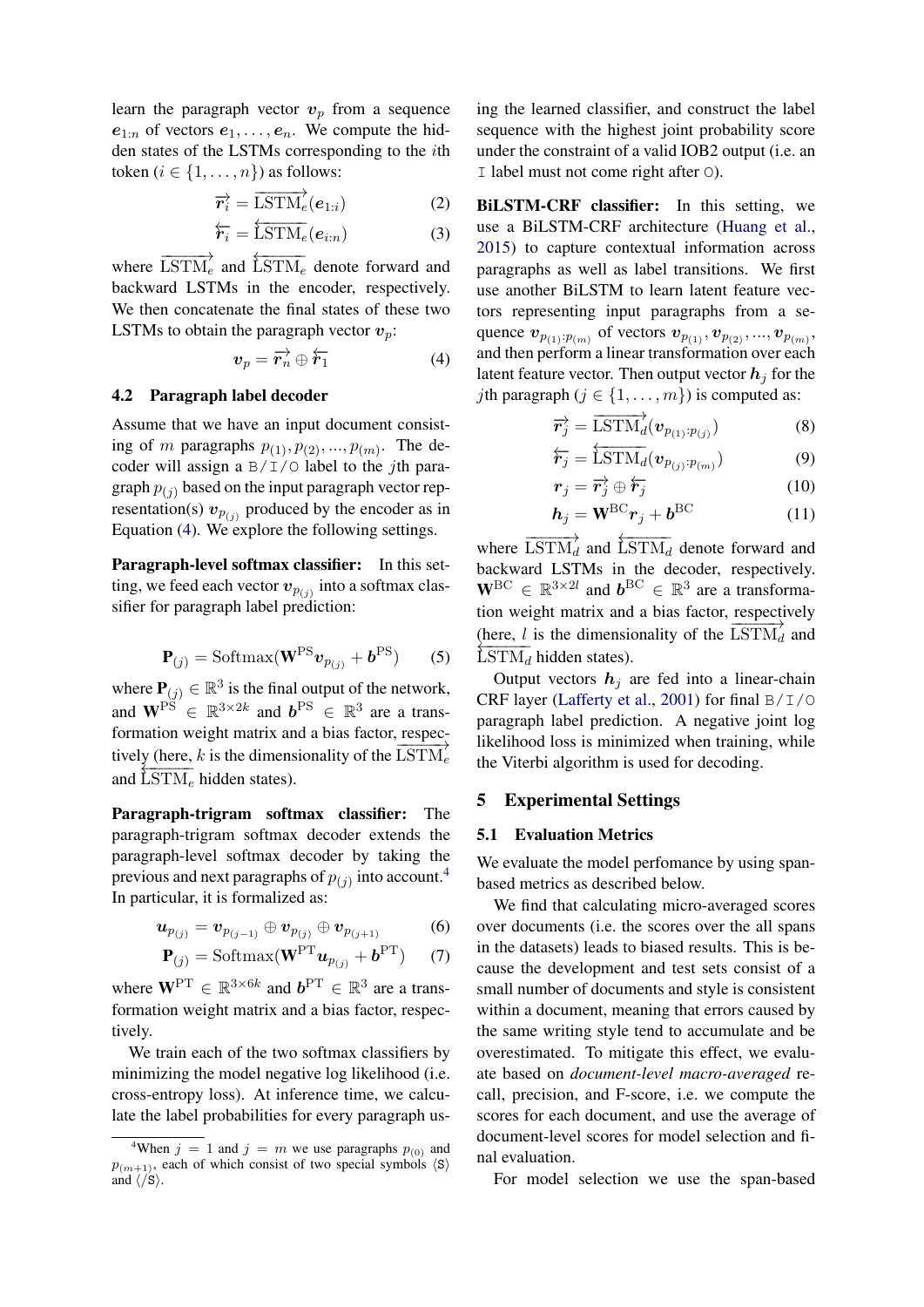learn the paragraph vector $\boldsymbol{v}_p$ from a sequence $\boldsymbol{e}_{1:n}$ of vectors $\boldsymbol{e}_1, \ldots, \boldsymbol{e}_n$. We compute the hidden states of the LSTMs corresponding to the $i$th token ($i \in \{1, \ldots, n\}$) as follows:

$$\overrightarrow{\boldsymbol{r}_i} = \overrightarrow{\mathrm{LSTM}_e}(\boldsymbol{e}_{1:i}) \tag{2}$$

$$\overleftarrow{\boldsymbol{r}_i} = \overleftarrow{\mathrm{LSTM}_e}(\boldsymbol{e}_{i:n}) \tag{3}$$

where $\overrightarrow{\mathrm{LSTM}_e}$ and $\overleftarrow{\mathrm{LSTM}_e}$ denote forward and backward LSTMs in the encoder, respectively. We then concatenate the final states of these two LSTMs to obtain the paragraph vector $\boldsymbol{v}_p$:

$$\boldsymbol{v}_p = \overrightarrow{\boldsymbol{r}_n} \oplus \overleftarrow{\boldsymbol{r}_1} \tag{4}$$

### 4.2 Paragraph label decoder

Assume that we have an input document consisting of $m$ paragraphs $p_{(1)}, p_{(2)}, ..., p_{(m)}$. The decoder will assign a `B/I/O` label to the $j$th paragraph $p_{(j)}$ based on the input paragraph vector representation(s) $\boldsymbol{v}_{p_{(j)}}$ produced by the encoder as in Equation (4). We explore the following settings.

**Paragraph-level softmax classifier:** In this setting, we feed each vector $\boldsymbol{v}_{p_{(j)}}$ into a softmax classifier for paragraph label prediction:

$$\mathbf{P}_{(j)} = \mathrm{Softmax}(\mathbf{W}^{\mathrm{PS}} \boldsymbol{v}_{p_{(j)}} + \boldsymbol{b}^{\mathrm{PS}}) \tag{5}$$

where $\mathbf{P}_{(j)} \in \mathbb{R}^3$ is the final output of the network, and $\mathbf{W}^{\mathrm{PS}} \in \mathbb{R}^{3 \times 2k}$ and $\boldsymbol{b}^{\mathrm{PS}} \in \mathbb{R}^3$ are a transformation weight matrix and a bias factor, respectively (here, $k$ is the dimensionality of the $\overrightarrow{\mathrm{LSTM}_e}$ and $\overleftarrow{\mathrm{LSTM}_e}$ hidden states).

**Paragraph-trigram softmax classifier:** The paragraph-trigram softmax decoder extends the paragraph-level softmax decoder by taking the previous and next paragraphs of $p_{(j)}$ into account.[4] In particular, it is formalized as:

$$\boldsymbol{u}_{p_{(j)}} = \boldsymbol{v}_{p_{(j-1)}} \oplus \boldsymbol{v}_{p_{(j)}} \oplus \boldsymbol{v}_{p_{(j+1)}} \tag{6}$$

$$\mathbf{P}_{(j)} = \mathrm{Softmax}(\mathbf{W}^{\mathrm{PT}} \boldsymbol{u}_{p_{(j)}} + \boldsymbol{b}^{\mathrm{PT}}) \tag{7}$$

where $\mathbf{W}^{\mathrm{PT}} \in \mathbb{R}^{3 \times 6k}$ and $\boldsymbol{b}^{\mathrm{PT}} \in \mathbb{R}^3$ are a transformation weight matrix and a bias factor, respectively.

We train each of the two softmax classifiers by minimizing the model negative log likelihood (i.e. cross-entropy loss). At inference time, we calculate the label probabilities for every paragraph using the learned classifier, and construct the label sequence with the highest joint probability score under the constraint of a valid IOB2 output (i.e. an `I` label must not come right after `O`).

**BiLSTM-CRF classifier:** In this setting, we use a BiLSTM-CRF architecture (Huang et al., 2015) to capture contextual information across paragraphs as well as label transitions. We first use another BiLSTM to learn latent feature vectors representing input paragraphs from a sequence $\boldsymbol{v}_{p_{(1)}:p_{(m)}}$ of vectors $\boldsymbol{v}_{p_{(1)}}, \boldsymbol{v}_{p_{(2)}}, ..., \boldsymbol{v}_{p_{(m)}}$, and then perform a linear transformation over each latent feature vector. Then output vector $\boldsymbol{h}_j$ for the $j$th paragraph ($j \in \{1, \ldots, m\}$) is computed as:

$$\overrightarrow{\boldsymbol{r}_j} = \overrightarrow{\mathrm{LSTM}_d}(\boldsymbol{v}_{p_{(1)}:p_{(j)}}) \tag{8}$$

$$\overleftarrow{\boldsymbol{r}_j} = \overleftarrow{\mathrm{LSTM}_d}(\boldsymbol{v}_{p_{(j)}:p_{(m)}}) \tag{9}$$

$$\boldsymbol{r}_j = \overrightarrow{\boldsymbol{r}_j} \oplus \overleftarrow{\boldsymbol{r}_j} \tag{10}$$

$$\boldsymbol{h}_j = \mathbf{W}^{\mathrm{BC}} \boldsymbol{r}_j + \boldsymbol{b}^{\mathrm{BC}} \tag{11}$$

where $\overrightarrow{\mathrm{LSTM}_d}$ and $\overleftarrow{\mathrm{LSTM}_d}$ denote forward and backward LSTMs in the decoder, respectively. $\mathbf{W}^{\mathrm{BC}} \in \mathbb{R}^{3 \times 2l}$ and $\boldsymbol{b}^{\mathrm{BC}} \in \mathbb{R}^3$ are a transformation weight matrix and a bias factor, respectively (here, $l$ is the dimensionality of the $\overrightarrow{\mathrm{LSTM}_d}$ and $\overleftarrow{\mathrm{LSTM}_d}$ hidden states).

Output vectors $\boldsymbol{h}_j$ are fed into a linear-chain CRF layer (Lafferty et al., 2001) for final `B/I/O` paragraph label prediction. A negative joint log likelihood loss is minimized when training, while the Viterbi algorithm is used for decoding.

## 5 Experimental Settings

### 5.1 Evaluation Metrics

We evaluate the model perfomance by using span-based metrics as described below.

We find that calculating micro-averaged scores over documents (i.e. the scores over the all spans in the datasets) leads to biased results. This is because the development and test sets consist of a small number of documents and style is consistent within a document, meaning that errors caused by the same writing style tend to accumulate and be overestimated. To mitigate this effect, we evaluate based on *document-level macro-averaged* recall, precision, and F-score, i.e. we compute the scores for each document, and use the average of document-level scores for model selection and final evaluation.

For model selection we use the span-based

---

[4] When $j = 1$ and $j = m$ we use paragraphs $p_{(0)}$ and $p_{(m+1)}$, each of which consist of two special symbols ⟨S⟩ and ⟨/S⟩.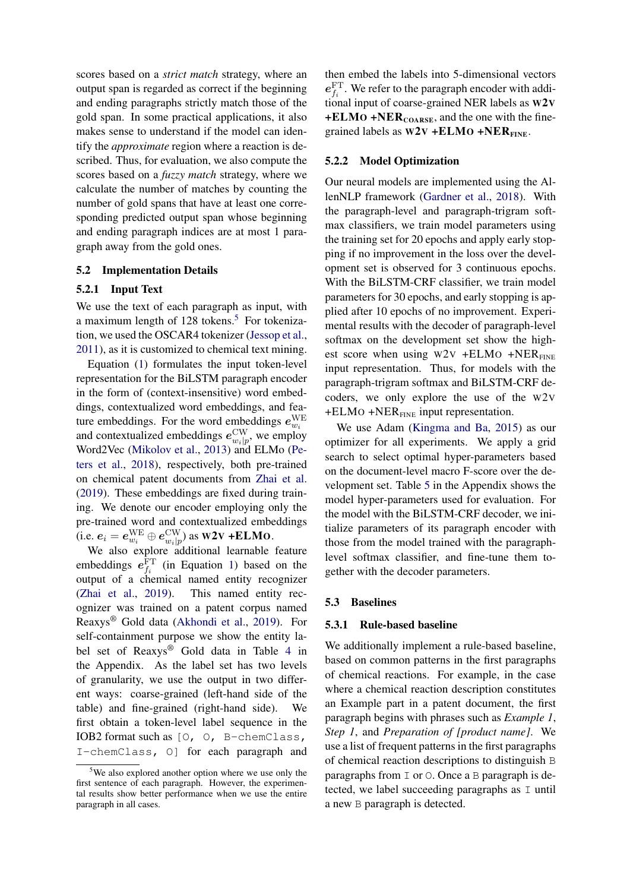scores based on a *strict match* strategy, where an output span is regarded as correct if the beginning and ending paragraphs strictly match those of the gold span. In some practical applications, it also makes sense to understand if the model can identify the *approximate* region where a reaction is described. Thus, for evaluation, we also compute the scores based on a *fuzzy match* strategy, where we calculate the number of matches by counting the number of gold spans that have at least one corresponding predicted output span whose beginning and ending paragraph indices are at most 1 paragraph away from the gold ones.

## 5.2 Implementation Details

### 5.2.1 Input Text

We use the text of each paragraph as input, with a maximum length of 128 tokens.[5] For tokenization, we used the OSCAR4 tokenizer (Jessop et al., 2011), as it is customized to chemical text mining.

Equation (1) formulates the input token-level representation for the BiLSTM paragraph encoder in the form of (context-insensitive) word embeddings, contextualized word embeddings, and feature embeddings. For the word embeddings $e^{\mathrm{WE}}_{w_i}$ and contextualized embeddings $e^{\mathrm{CW}}_{w_i|p}$, we employ Word2Vec (Mikolov et al., 2013) and ELMo (Peters et al., 2018), respectively, both pre-trained on chemical patent documents from Zhai et al. (2019). These embeddings are fixed during training. We denote our encoder employing only the pre-trained word and contextualized embeddings (i.e. $e_i = e^{\mathrm{WE}}_{w_i} \oplus e^{\mathrm{CW}}_{w_i|p}$) as **W2V +ELMO**.

We also explore additional learnable feature embeddings $e^{\mathrm{FT}}_{f_i}$ (in Equation 1) based on the output of a chemical named entity recognizer (Zhai et al., 2019). This named entity recognizer was trained on a patent corpus named Reaxys® Gold data (Akhondi et al., 2019). For self-containment purpose we show the entity label set of Reaxys® Gold data in Table 4 in the Appendix. As the label set has two levels of granularity, we use the output in two different ways: coarse-grained (left-hand side of the table) and fine-grained (right-hand side). We first obtain a token-level label sequence in the IOB2 format such as `[O, O, B-chemClass, I-chemClass, O]` for each paragraph and then embed the labels into 5-dimensional vectors $e^{\mathrm{FT}}_{f_i}$. We refer to the paragraph encoder with additional input of coarse-grained NER labels as **W2V +ELMO +NER$_{\text{COARSE}}$**, and the one with the fine-grained labels as **W2V +ELMO +NER$_{\text{FINE}}$**.

[5] We also explored another option where we use only the first sentence of each paragraph. However, the experimental results show better performance when we use the entire paragraph in all cases.

### 5.2.2 Model Optimization

Our neural models are implemented using the AllenNLP framework (Gardner et al., 2018). With the paragraph-level and paragraph-trigram softmax classifiers, we train model parameters using the training set for 20 epochs and apply early stopping if no improvement in the loss over the development set is observed for 3 continuous epochs. With the BiLSTM-CRF classifier, we train model parameters for 30 epochs, and early stopping is applied after 10 epochs of no improvement. Experimental results with the decoder of paragraph-level softmax on the development set show the highest score when using W2V +ELMO +NER$_{\text{FINE}}$ input representation. Thus, for models with the paragraph-trigram softmax and BiLSTM-CRF decoders, we only explore the use of the W2V +ELMO +NER$_{\text{FINE}}$ input representation.

We use Adam (Kingma and Ba, 2015) as our optimizer for all experiments. We apply a grid search to select optimal hyper-parameters based on the document-level macro F-score over the development set. Table 5 in the Appendix shows the model hyper-parameters used for evaluation. For the model with the BiLSTM-CRF decoder, we initialize parameters of its paragraph encoder with those from the model trained with the paragraph-level softmax classifier, and fine-tune them together with the decoder parameters.

## 5.3 Baselines

### 5.3.1 Rule-based baseline

We additionally implement a rule-based baseline, based on common patterns in the first paragraphs of chemical reactions. For example, in the case where a chemical reaction description constitutes an Example part in a patent document, the first paragraph begins with phrases such as *Example 1*, *Step 1*, and *Preparation of [product name]*. We use a list of frequent patterns in the first paragraphs of chemical reaction descriptions to distinguish `B` paragraphs from `I` or `O`. Once a `B` paragraph is detected, we label succeeding paragraphs as `I` until a new `B` paragraph is detected.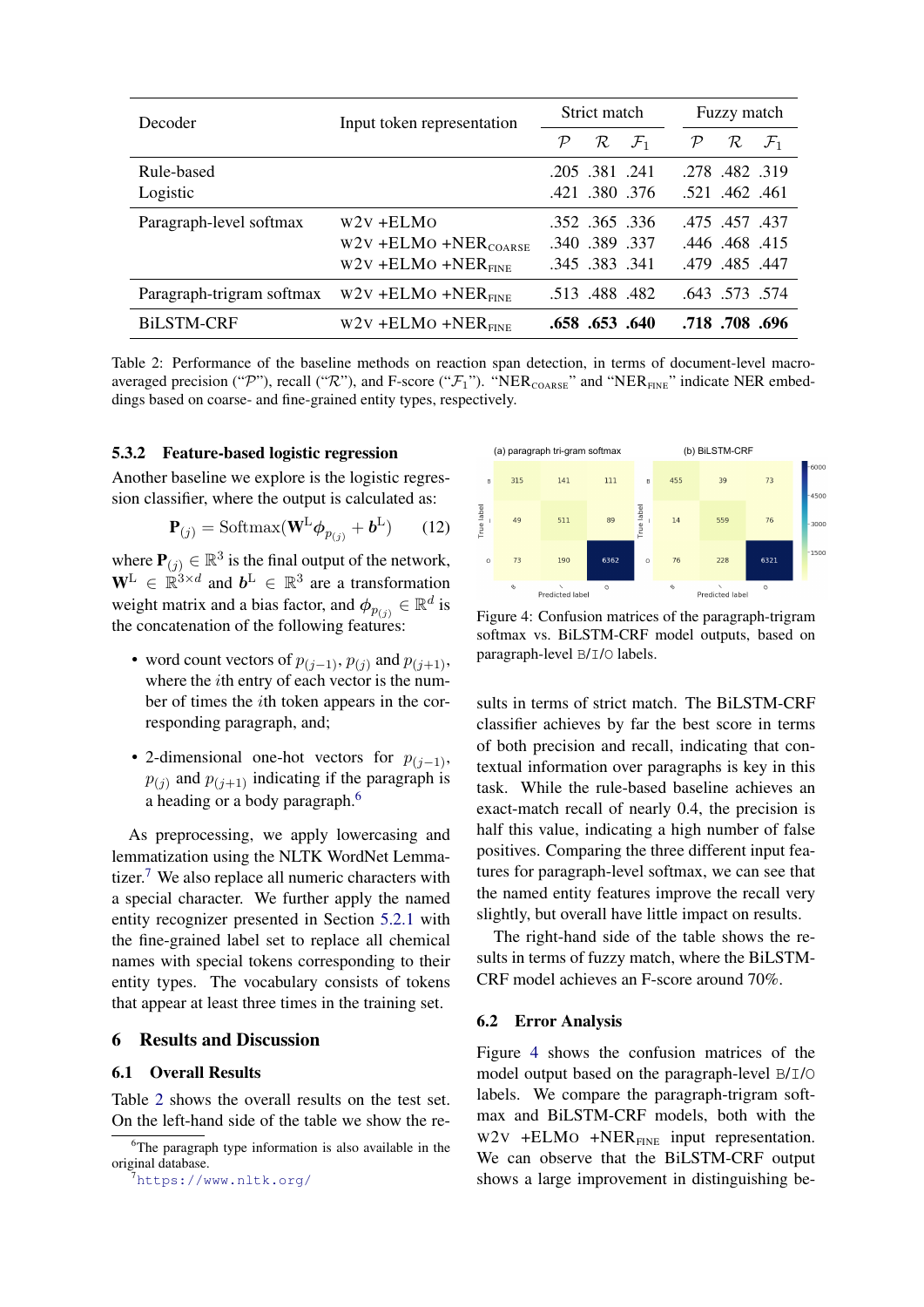| Decoder | Input token representation | Strict match | | | Fuzzy match | | |
|---|---|---|---|---|---|---|---|
| | | $\mathcal{P}$ | $\mathcal{R}$ | $\mathcal{F}_1$ | $\mathcal{P}$ | $\mathcal{R}$ | $\mathcal{F}_1$ |
| Rule-based | | .205 | .381 | .241 | .278 | .482 | .319 |
| Logistic | | .421 | .380 | .376 | .521 | .462 | .461 |
| Paragraph-level softmax | W2V +ELMO | .352 | .365 | .336 | .475 | .457 | .437 |
| | W2V +ELMO +NER$_{\text{COARSE}}$ | .340 | .389 | .337 | .446 | .468 | .415 |
| | W2V +ELMO +NER$_{\text{FINE}}$ | .345 | .383 | .341 | .479 | .485 | .447 |
| Paragraph-trigram softmax | W2V +ELMO +NER$_{\text{FINE}}$ | .513 | .488 | .482 | .643 | .573 | .574 |
| BiLSTM-CRF | W2V +ELMO +NER$_{\text{FINE}}$ | **.658** | **.653** | **.640** | **.718** | **.708** | **.696** |

Table 2: Performance of the baseline methods on reaction span detection, in terms of document-level macro-averaged precision ("$\mathcal{P}$"), recall ("$\mathcal{R}$"), and F-score ("$\mathcal{F}_1$"). "NER$_{\text{COARSE}}$" and "NER$_{\text{FINE}}$" indicate NER embeddings based on coarse- and fine-grained entity types, respectively.

### 5.3.2 Feature-based logistic regression

Another baseline we explore is the logistic regression classifier, where the output is calculated as:

$$\mathbf{P}_{(j)} = \text{Softmax}(\mathbf{W}^{\text{L}} \phi_{p_{(j)}} + \boldsymbol{b}^{\text{L}}) \qquad (12)$$

where $\mathbf{P}_{(j)} \in \mathbb{R}^3$ is the final output of the network, $\mathbf{W}^{\text{L}} \in \mathbb{R}^{3 \times d}$ and $\boldsymbol{b}^{\text{L}} \in \mathbb{R}^3$ are a transformation weight matrix and a bias factor, and $\phi_{p_{(j)}} \in \mathbb{R}^d$ is the concatenation of the following features:

- word count vectors of $p_{(j-1)}, p_{(j)}$ and $p_{(j+1)}$, where the $i$th entry of each vector is the number of times the $i$th token appears in the corresponding paragraph, and;
- 2-dimensional one-hot vectors for $p_{(j-1)}$, $p_{(j)}$ and $p_{(j+1)}$ indicating if the paragraph is a heading or a body paragraph.[6]

As preprocessing, we apply lowercasing and lemmatization using the NLTK WordNet Lemmatizer.[7] We also replace all numeric characters with a special character. We further apply the named entity recognizer presented in Section 5.2.1 with the fine-grained label set to replace all chemical names with special tokens corresponding to their entity types. The vocabulary consists of tokens that appear at least three times in the training set.

## 6 Results and Discussion

### 6.1 Overall Results

Table 2 shows the overall results on the test set. On the left-hand side of the table we show the results in terms of strict match. The BiLSTM-CRF classifier achieves by far the best score in terms of both precision and recall, indicating that contextual information over paragraphs is key in this task. While the rule-based baseline achieves an exact-match recall of nearly 0.4, the precision is half this value, indicating a high number of false positives. Comparing the three different input features for paragraph-level softmax, we can see that the named entity features improve the recall very slightly, but overall have little impact on results.

The right-hand side of the table shows the results in terms of fuzzy match, where the BiLSTM-CRF model achieves an F-score around 70%.

Figure 4: Confusion matrices of the paragraph-trigram softmax vs. BiLSTM-CRF model outputs, based on paragraph-level B/I/O labels.

### 6.2 Error Analysis

Figure 4 shows the confusion matrices of the model output based on the paragraph-level B/I/O labels. We compare the paragraph-trigram softmax and BiLSTM-CRF models, both with the W2V +ELMO +NER$_{\text{FINE}}$ input representation. We can observe that the BiLSTM-CRF output shows a large improvement in distinguishing be-

[6] The paragraph type information is also available in the original database.

[7] https://www.nltk.org/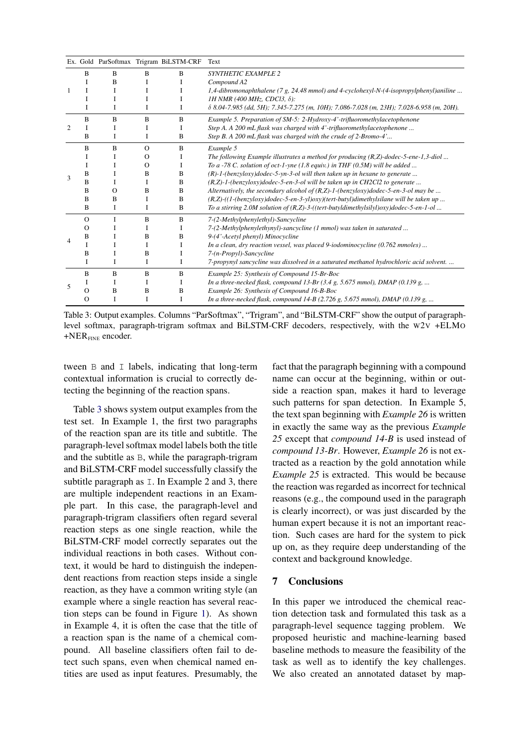| Ex. | Gold | ParSoftmax | Trigram | BiLSTM-CRF | Text |
|---|---|---|---|---|---|
| 1 | B | B | B | B | *SYNTHETIC EXAMPLE 2* |
| | I | B | I | I | *Compound A2* |
| | I | I | I | I | *1,4-dibromonaphthalene (7 g, 24.48 mmol) and 4-cyclohexyl-N-(4-isopropylphenyl)aniline ...* |
| | I | I | I | I | *1H NMR (400 MHz, CDCl3, δ):* |
| | I | I | I | I | *δ 8.04-7.985 (dd, 5H); 7.345-7.275 (m, 10H); 7.086-7.028 (m, 23H); 7.028-6.958 (m, 20H).* |
| 2 | B | B | B | B | *Example 5. Preparation of SM-5: 2-Hydroxy-4'-trifluoromethylacetophenone* |
| | I | I | I | I | *Step A. A 200 mL flask was charged with 4'-trifluoromethylacetophenone ...* |
| | B | I | I | B | *Step B. A 200 mL flask was charged with the crude of 2-Bromo-4'...* |
| 3 | B | B | O | B | *Example 5* |
| | I | I | O | I | *The following Example illustrates a method for producing (R,Z)-dodec-5-ene-1,3-diol ...* |
| | I | I | O | I | *To a -78 C. solution of oct-1-yne (1.8 equiv.) in THF (0.5M) will be added ...* |
| | B | I | B | B | *(R)-1-(benzyloxy)dodec-5-yn-3-ol will then taken up in hexane to generate ...* |
| | B | I | I | B | *(R,Z)-1-(benzyloxy)dodec-5-en-3-ol will be taken up in CH2Cl2 to generate ...* |
| | B | O | B | B | *Alternatively, the secondary alcohol of (R,Z)-1-(benzyloxy)dodec-5-en-3-ol may be ...* |
| | B | B | I | B | *(R,Z)-((1-(benzyloxy)dodec-5-en-3-yl)oxy)(tert-butyl)dimethylsilane will be taken up ...* |
| | B | I | I | B | *To a stirring 2.0M solution of (R,Z)-3-((tert-butyldimethylsilyl)oxy)dodec-5-en-1-ol ...* |
| 4 | O | I | B | B | *7-(2-Methylphenylethyl)-Sancycline* |
| | O | I | I | I | *7-(2-Methylphenylethynyl)-sancycline (1 mmol) was taken in saturated ...* |
| | B | I | B | B | *9-(4'-Acetyl phenyl) Minocycline* |
| | I | I | I | I | *In a clean, dry reaction vessel, was placed 9-iodominocycline (0.762 mmoles) ...* |
| | B | I | B | I | *7-(n-Propyl)-Sancycline* |
| | I | I | I | I | *7-propynyl sancycline was dissolved in a saturated methanol hydrochloric acid solvent. ...* |
| 5 | B | B | B | B | *Example 25: Synthesis of Compound 15-Br-Boc* |
| | I | I | I | I | *In a three-necked flask, compound 13-Br (3.4 g, 5.675 mmol), DMAP (0.139 g, ...* |
| | O | B | B | B | *Example 26: Synthesis of Compound 16-B-Boc* |
| | O | I | I | I | *In a three-necked flask, compound 14-B (2.726 g, 5.675 mmol), DMAP (0.139 g, ...* |

Table 3: Output examples. Columns "ParSoftmax", "Trigram", and "BiLSTM-CRF" show the output of paragraph-level softmax, paragraph-trigram softmax and BiLSTM-CRF decoders, respectively, with the W2V +ELMO +NER$_{\text{FINE}}$ encoder.

tween B and I labels, indicating that long-term contextual information is crucial to correctly detecting the beginning of the reaction spans.

Table 3 shows system output examples from the test set. In Example 1, the first two paragraphs of the reaction span are its title and subtitle. The paragraph-level softmax model labels both the title and the subtitle as B, while the paragraph-trigram and BiLSTM-CRF model successfully classify the subtitle paragraph as I. In Example 2 and 3, there are multiple independent reactions in an Example part. In this case, the paragraph-level and paragraph-trigram classifiers often regard several reaction steps as one single reaction, while the BiLSTM-CRF model correctly separates out the individual reactions in both cases. Without context, it would be hard to distinguish the independent reactions from reaction steps inside a single reaction, as they have a common writing style (an example where a single reaction has several reaction steps can be found in Figure 1). As shown in Example 4, it is often the case that the title of a reaction span is the name of a chemical compound. All baseline classifiers often fail to detect such spans, even when chemical named entities are used as input features. Presumably, the fact that the paragraph beginning with a compound name can occur at the beginning, within or outside a reaction span, makes it hard to leverage such patterns for span detection. In Example 5, the text span beginning with *Example 26* is written in exactly the same way as the previous *Example 25* except that *compound 14-B* is used instead of *compound 13-Br*. However, *Example 26* is not extracted as a reaction by the gold annotation while *Example 25* is extracted. This would be because the reaction was regarded as incorrect for technical reasons (e.g., the compound used in the paragraph is clearly incorrect), or was just discarded by the human expert because it is not an important reaction. Such cases are hard for the system to pick up on, as they require deep understanding of the context and background knowledge.

## 7 Conclusions

In this paper we introduced the chemical reaction detection task and formulated this task as a paragraph-level sequence tagging problem. We proposed heuristic and machine-learning based baseline methods to measure the feasibility of the task as well as to identify the key challenges. We also created an annotated dataset by map-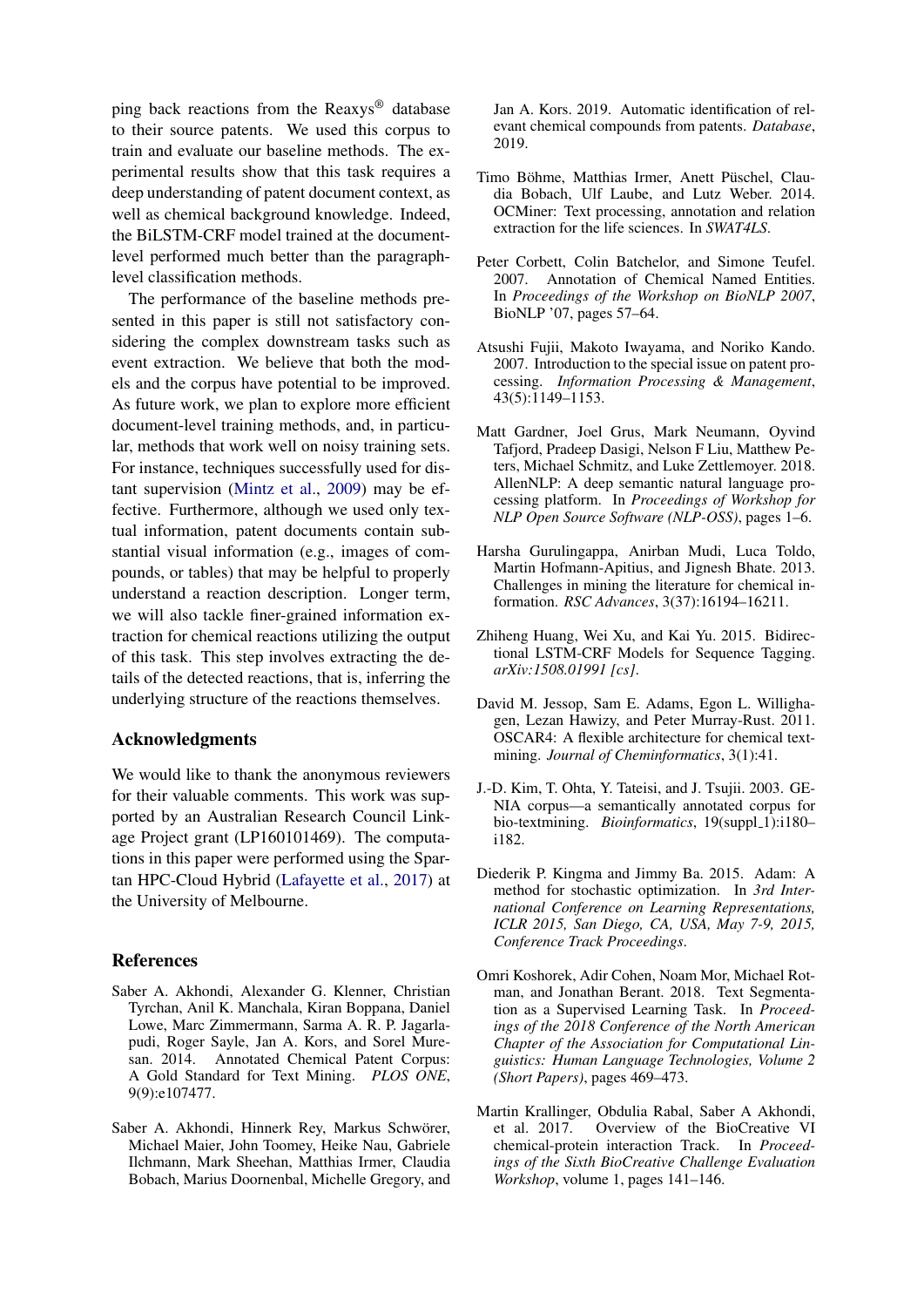ping back reactions from the Reaxys® database to their source patents. We used this corpus to train and evaluate our baseline methods. The experimental results show that this task requires a deep understanding of patent document context, as well as chemical background knowledge. Indeed, the BiLSTM-CRF model trained at the document-level performed much better than the paragraph-level classification methods.

The performance of the baseline methods presented in this paper is still not satisfactory considering the complex downstream tasks such as event extraction. We believe that both the models and the corpus have potential to be improved. As future work, we plan to explore more efficient document-level training methods, and, in particular, methods that work well on noisy training sets. For instance, techniques successfully used for distant supervision (Mintz et al., 2009) may be effective. Furthermore, although we used only textual information, patent documents contain substantial visual information (e.g., images of compounds, or tables) that may be helpful to properly understand a reaction description. Longer term, we will also tackle finer-grained information extraction for chemical reactions utilizing the output of this task. This step involves extracting the details of the detected reactions, that is, inferring the underlying structure of the reactions themselves.

## Acknowledgments

We would like to thank the anonymous reviewers for their valuable comments. This work was supported by an Australian Research Council Linkage Project grant (LP160101469). The computations in this paper were performed using the Spartan HPC-Cloud Hybrid (Lafayette et al., 2017) at the University of Melbourne.

## References

Saber A. Akhondi, Alexander G. Klenner, Christian Tyrchan, Anil K. Manchala, Kiran Boppana, Daniel Lowe, Marc Zimmermann, Sarma A. R. P. Jagarlapudi, Roger Sayle, Jan A. Kors, and Sorel Muresan. 2014. Annotated Chemical Patent Corpus: A Gold Standard for Text Mining. *PLOS ONE*, 9(9):e107477.

Saber A. Akhondi, Hinnerk Rey, Markus Schwörer, Michael Maier, John Toomey, Heike Nau, Gabriele Ilchmann, Mark Sheehan, Matthias Irmer, Claudia Bobach, Marius Doornenbal, Michelle Gregory, and Jan A. Kors. 2019. Automatic identification of relevant chemical compounds from patents. *Database*, 2019.

Timo Böhme, Matthias Irmer, Anett Püschel, Claudia Bobach, Ulf Laube, and Lutz Weber. 2014. OCMiner: Text processing, annotation and relation extraction for the life sciences. In *SWAT4LS*.

Peter Corbett, Colin Batchelor, and Simone Teufel. 2007. Annotation of Chemical Named Entities. In *Proceedings of the Workshop on BioNLP 2007*, BioNLP '07, pages 57–64.

Atsushi Fujii, Makoto Iwayama, and Noriko Kando. 2007. Introduction to the special issue on patent processing. *Information Processing & Management*, 43(5):1149–1153.

Matt Gardner, Joel Grus, Mark Neumann, Oyvind Tafjord, Pradeep Dasigi, Nelson F Liu, Matthew Peters, Michael Schmitz, and Luke Zettlemoyer. 2018. AllenNLP: A deep semantic natural language processing platform. In *Proceedings of Workshop for NLP Open Source Software (NLP-OSS)*, pages 1–6.

Harsha Gurulingappa, Anirban Mudi, Luca Toldo, Martin Hofmann-Apitius, and Jignesh Bhate. 2013. Challenges in mining the literature for chemical information. *RSC Advances*, 3(37):16194–16211.

Zhiheng Huang, Wei Xu, and Kai Yu. 2015. Bidirectional LSTM-CRF Models for Sequence Tagging. *arXiv:1508.01991 [cs]*.

David M. Jessop, Sam E. Adams, Egon L. Willighagen, Lezan Hawizy, and Peter Murray-Rust. 2011. OSCAR4: A flexible architecture for chemical text-mining. *Journal of Cheminformatics*, 3(1):41.

J.-D. Kim, T. Ohta, Y. Tateisi, and J. Tsujii. 2003. GENIA corpus—a semantically annotated corpus for bio-textmining. *Bioinformatics*, 19(suppl_1):i180–i182.

Diederik P. Kingma and Jimmy Ba. 2015. Adam: A method for stochastic optimization. In *3rd International Conference on Learning Representations, ICLR 2015, San Diego, CA, USA, May 7-9, 2015, Conference Track Proceedings*.

Omri Koshorek, Adir Cohen, Noam Mor, Michael Rotman, and Jonathan Berant. 2018. Text Segmentation as a Supervised Learning Task. In *Proceedings of the 2018 Conference of the North American Chapter of the Association for Computational Linguistics: Human Language Technologies, Volume 2 (Short Papers)*, pages 469–473.

Martin Krallinger, Obdulia Rabal, Saber A Akhondi, et al. 2017. Overview of the BioCreative VI chemical-protein interaction Track. In *Proceedings of the Sixth BioCreative Challenge Evaluation Workshop*, volume 1, pages 141–146.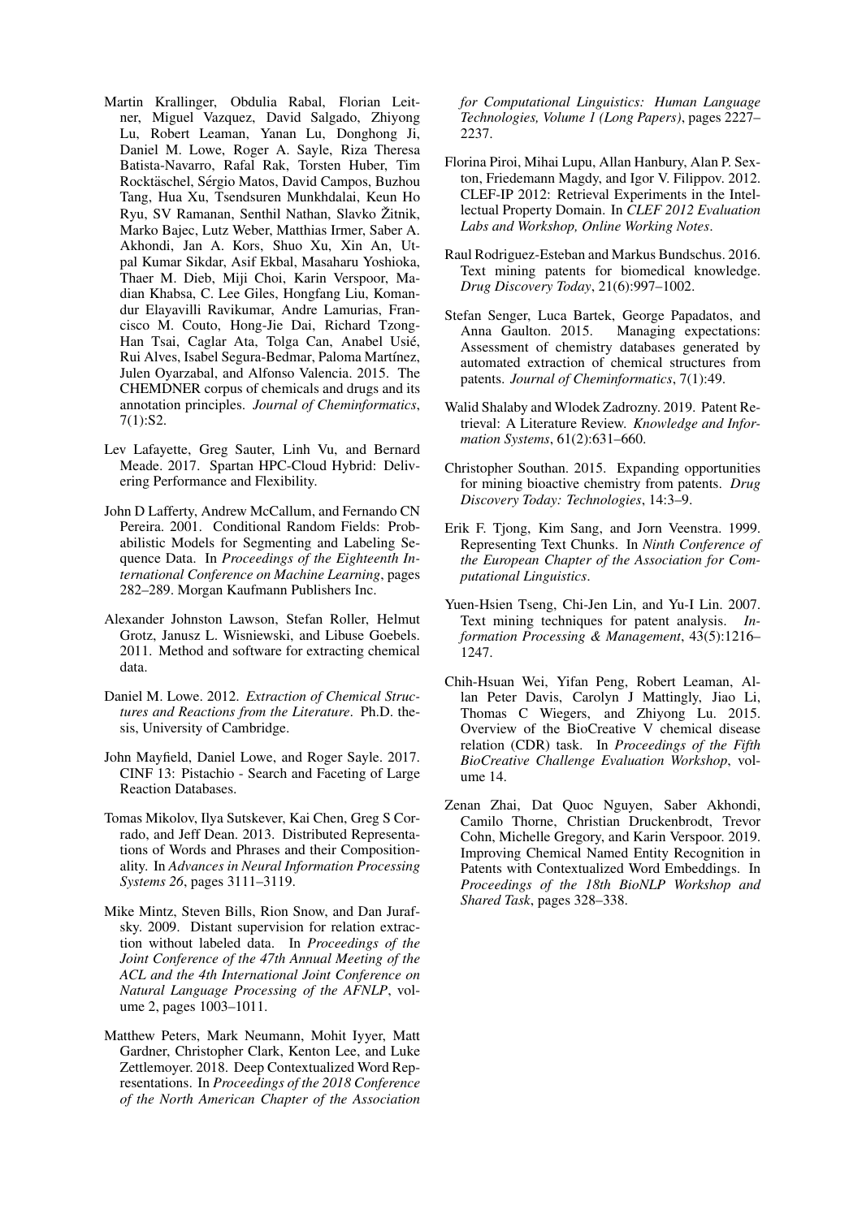Martin Krallinger, Obdulia Rabal, Florian Leitner, Miguel Vazquez, David Salgado, Zhiyong Lu, Robert Leaman, Yanan Lu, Donghong Ji, Daniel M. Lowe, Roger A. Sayle, Riza Theresa Batista-Navarro, Rafal Rak, Torsten Huber, Tim Rocktäschel, Sérgio Matos, David Campos, Buzhou Tang, Hua Xu, Tsendsuren Munkhdalai, Keun Ho Ryu, SV Ramanan, Senthil Nathan, Slavko Žitnik, Marko Bajec, Lutz Weber, Matthias Irmer, Saber A. Akhondi, Jan A. Kors, Shuo Xu, Xin An, Utpal Kumar Sikdar, Asif Ekbal, Masaharu Yoshioka, Thaer M. Dieb, Miji Choi, Karin Verspoor, Madian Khabsa, C. Lee Giles, Hongfang Liu, Komandur Elayavilli Ravikumar, Andre Lamurias, Francisco M. Couto, Hong-Jie Dai, Richard Tzong-Han Tsai, Caglar Ata, Tolga Can, Anabel Usié, Rui Alves, Isabel Segura-Bedmar, Paloma Martínez, Julen Oyarzabal, and Alfonso Valencia. 2015. The CHEMDNER corpus of chemicals and drugs and its annotation principles. *Journal of Cheminformatics*, 7(1):S2.

Lev Lafayette, Greg Sauter, Linh Vu, and Bernard Meade. 2017. Spartan HPC-Cloud Hybrid: Delivering Performance and Flexibility.

John D Lafferty, Andrew McCallum, and Fernando CN Pereira. 2001. Conditional Random Fields: Probabilistic Models for Segmenting and Labeling Sequence Data. In *Proceedings of the Eighteenth International Conference on Machine Learning*, pages 282–289. Morgan Kaufmann Publishers Inc.

Alexander Johnston Lawson, Stefan Roller, Helmut Grotz, Janusz L. Wisniewski, and Libuse Goebels. 2011. Method and software for extracting chemical data.

Daniel M. Lowe. 2012. *Extraction of Chemical Structures and Reactions from the Literature*. Ph.D. thesis, University of Cambridge.

John Mayfield, Daniel Lowe, and Roger Sayle. 2017. CINF 13: Pistachio - Search and Faceting of Large Reaction Databases.

Tomas Mikolov, Ilya Sutskever, Kai Chen, Greg S Corrado, and Jeff Dean. 2013. Distributed Representations of Words and Phrases and their Compositionality. In *Advances in Neural Information Processing Systems 26*, pages 3111–3119.

Mike Mintz, Steven Bills, Rion Snow, and Dan Jurafsky. 2009. Distant supervision for relation extraction without labeled data. In *Proceedings of the Joint Conference of the 47th Annual Meeting of the ACL and the 4th International Joint Conference on Natural Language Processing of the AFNLP*, volume 2, pages 1003–1011.

Matthew Peters, Mark Neumann, Mohit Iyyer, Matt Gardner, Christopher Clark, Kenton Lee, and Luke Zettlemoyer. 2018. Deep Contextualized Word Representations. In *Proceedings of the 2018 Conference of the North American Chapter of the Association for Computational Linguistics: Human Language Technologies, Volume 1 (Long Papers)*, pages 2227–2237.

Florina Piroi, Mihai Lupu, Allan Hanbury, Alan P. Sexton, Friedemann Magdy, and Igor V. Filippov. 2012. CLEF-IP 2012: Retrieval Experiments in the Intellectual Property Domain. In *CLEF 2012 Evaluation Labs and Workshop, Online Working Notes*.

Raul Rodriguez-Esteban and Markus Bundschus. 2016. Text mining patents for biomedical knowledge. *Drug Discovery Today*, 21(6):997–1002.

Stefan Senger, Luca Bartek, George Papadatos, and Anna Gaulton. 2015. Managing expectations: Assessment of chemistry databases generated by automated extraction of chemical structures from patents. *Journal of Cheminformatics*, 7(1):49.

Walid Shalaby and Wlodek Zadrozny. 2019. Patent Retrieval: A Literature Review. *Knowledge and Information Systems*, 61(2):631–660.

Christopher Southan. 2015. Expanding opportunities for mining bioactive chemistry from patents. *Drug Discovery Today: Technologies*, 14:3–9.

Erik F. Tjong, Kim Sang, and Jorn Veenstra. 1999. Representing Text Chunks. In *Ninth Conference of the European Chapter of the Association for Computational Linguistics*.

Yuen-Hsien Tseng, Chi-Jen Lin, and Yu-I Lin. 2007. Text mining techniques for patent analysis. *Information Processing & Management*, 43(5):1216–1247.

Chih-Hsuan Wei, Yifan Peng, Robert Leaman, Allan Peter Davis, Carolyn J Mattingly, Jiao Li, Thomas C Wiegers, and Zhiyong Lu. 2015. Overview of the BioCreative V chemical disease relation (CDR) task. In *Proceedings of the Fifth BioCreative Challenge Evaluation Workshop*, volume 14.

Zenan Zhai, Dat Quoc Nguyen, Saber Akhondi, Camilo Thorne, Christian Druckenbrodt, Trevor Cohn, Michelle Gregory, and Karin Verspoor. 2019. Improving Chemical Named Entity Recognition in Patents with Contextualized Word Embeddings. In *Proceedings of the 18th BioNLP Workshop and Shared Task*, pages 328–338.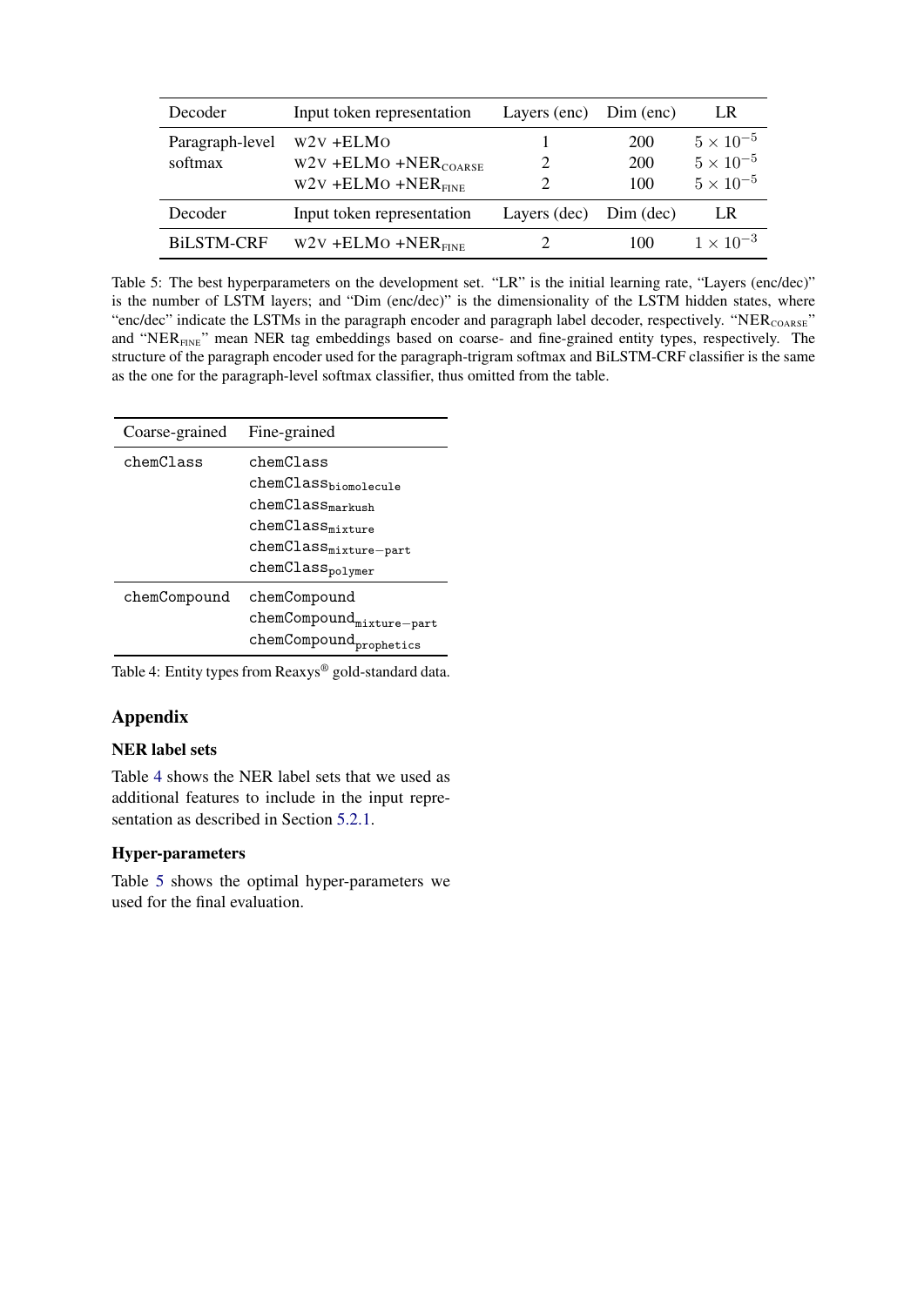| Decoder | Input token representation | Layers (enc) | Dim (enc) | LR |
|---|---|---|---|---|
| Paragraph-level softmax | W2V +ELMO | 1 | 200 | $5 \times 10^{-5}$ |
| | W2V +ELMO +NER$_{\text{COARSE}}$ | 2 | 200 | $5 \times 10^{-5}$ |
| | W2V +ELMO +NER$_{\text{FINE}}$ | 2 | 100 | $5 \times 10^{-5}$ |
| **Decoder** | **Input token representation** | **Layers (dec)** | **Dim (dec)** | **LR** |
| BiLSTM-CRF | W2V +ELMO +NER$_{\text{FINE}}$ | 2 | 100 | $1 \times 10^{-3}$ |

Table 5: The best hyperparameters on the development set. "LR" is the initial learning rate, "Layers (enc/dec)" is the number of LSTM layers; and "Dim (enc/dec)" is the dimensionality of the LSTM hidden states, where "enc/dec" indicate the LSTMs in the paragraph encoder and paragraph label decoder, respectively. "NER$_{\text{COARSE}}$" and "NER$_{\text{FINE}}$" mean NER tag embeddings based on coarse- and fine-grained entity types, respectively. The structure of the paragraph encoder used for the paragraph-trigram softmax and BiLSTM-CRF classifier is the same as the one for the paragraph-level softmax classifier, thus omitted from the table.

| Coarse-grained | Fine-grained |
|---|---|
| `chemClass` | `chemClass` |
| | $\texttt{chemClass}_{\texttt{biomolecule}}$ |
| | $\texttt{chemClass}_{\texttt{markush}}$ |
| | $\texttt{chemClass}_{\texttt{mixture}}$ |
| | $\texttt{chemClass}_{\texttt{mixture-part}}$ |
| | $\texttt{chemClass}_{\texttt{polymer}}$ |
| `chemCompound` | `chemCompound` |
| | $\texttt{chemCompound}_{\texttt{mixture-part}}$ |
| | $\texttt{chemCompound}_{\texttt{prophetics}}$ |

Table 4: Entity types from Reaxys® gold-standard data.

## Appendix

### NER label sets

Table 4 shows the NER label sets that we used as additional features to include in the input representation as described in Section 5.2.1.

### Hyper-parameters

Table 5 shows the optimal hyper-parameters we used for the final evaluation.